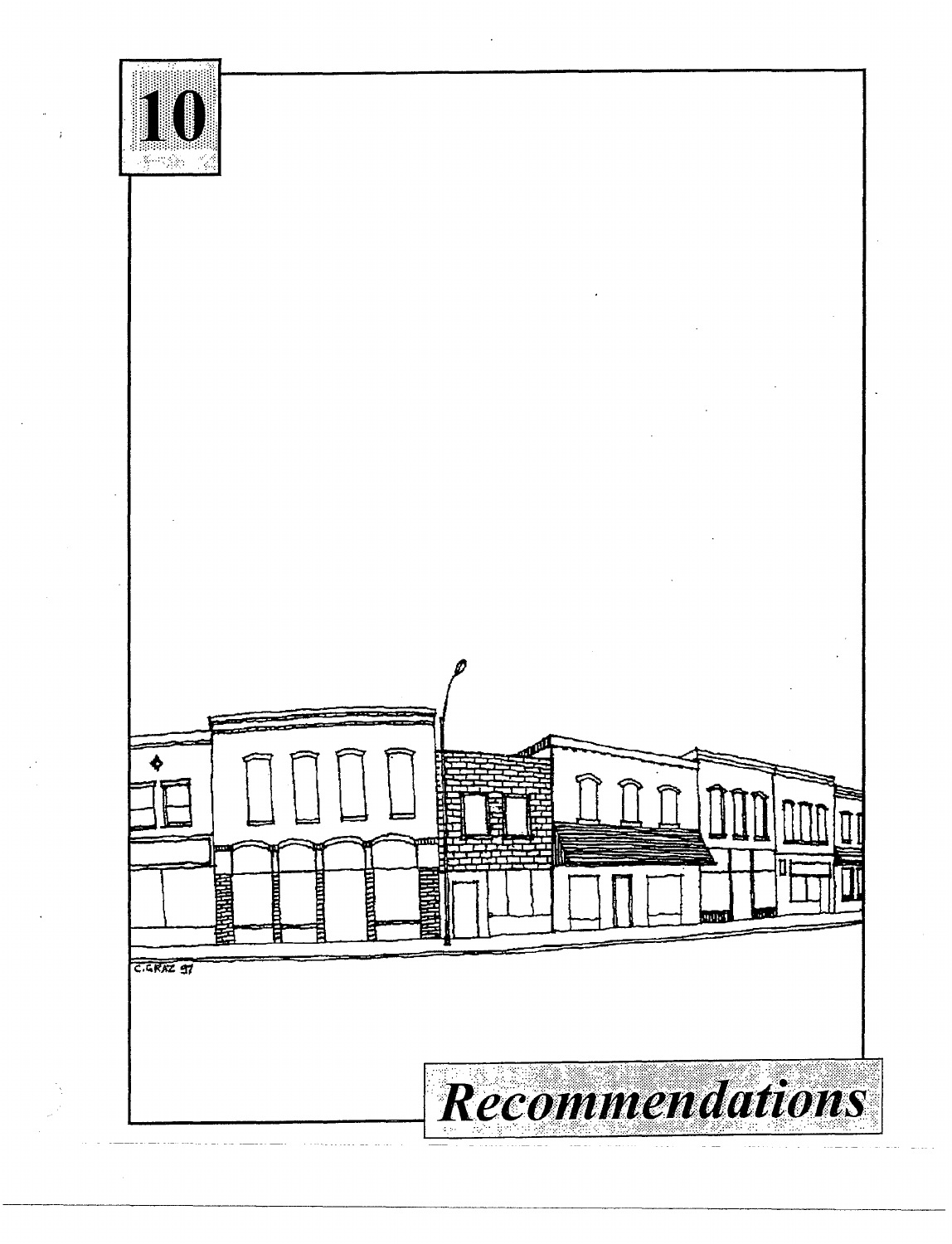# 10

# Recommendations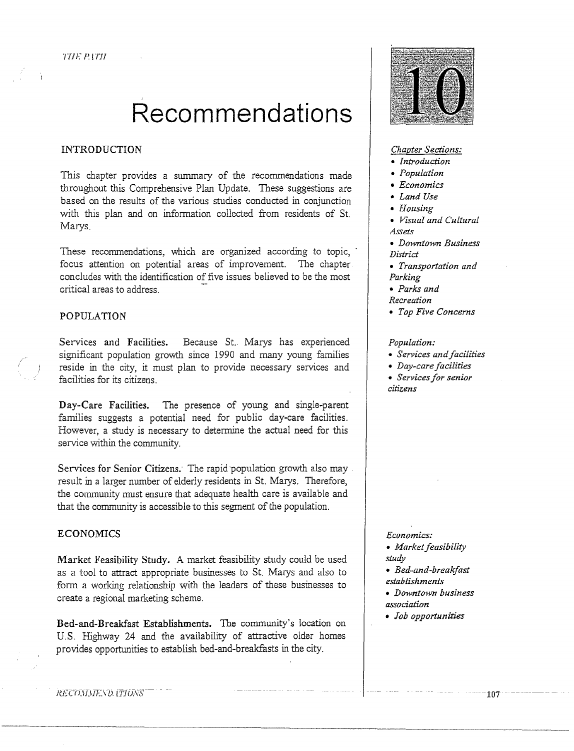// Recommendations

10

## INTRODUCTION

This chapter provides a summary of the recommendations made throughout this Comprehensive Plan Update. These suggestions are based on the results of the various studies conducted in conjunction with this plan and on information collected from residents of St. Marys.

These recommendations, which are organized according to topic, focus attention on potential areas of improvement. The chapter concludes with the identification of five issues believed to be the most critical areas to address.

*Chapter Sections:*

- *Introduction*
- *Population*
- *Economics*
- *Land Use*
- *Housing*
- *Visual and Cultural Assets*
- *Downtown Business District*
- *Transportation and Parking*
- *Parks and Recreation*
- *Top Five Concerns*

## POPULATION

*Population:*

- *Services and facilities*
- *Day-care facilities*
- *Services for senior citizens*

**Services and Facilities.** Because St. Marys has experienced significant population growth since 1990 and many young families reside in the city, it must plan to provide necessary services and facilities for its citizens.

**Day-Care Facilities.** The presence of young and single-parent families suggests a potential need for public day-care facilities. However, a study is necessary to determine the actual need for this service within the community.

**Services for Senior Citizens.** The rapid population growth also may result in a larger number of elderly residents in St. Marys. Therefore, the community must ensure that adequate health care is available and that the community is accessible to this segment of the population.

## ECONOMICS

*Economics:*

- *Market feasibility study*
- *Bed-and-breakfast establishments*
- *Downtown business association*
- *Job opportunities*

**Market Feasibility Study.** A market feasibility study could be used as a tool to attract appropriate businesses to St. Marys and also to form a working relationship with the leaders of these businesses to create a regional marketing scheme.

**Bed-and-Breakfast Establishments.** The community's location on U.S. Highway 24 and the availability of attractive older homes provides opportunities to establish bed-and-breakfasts in the city.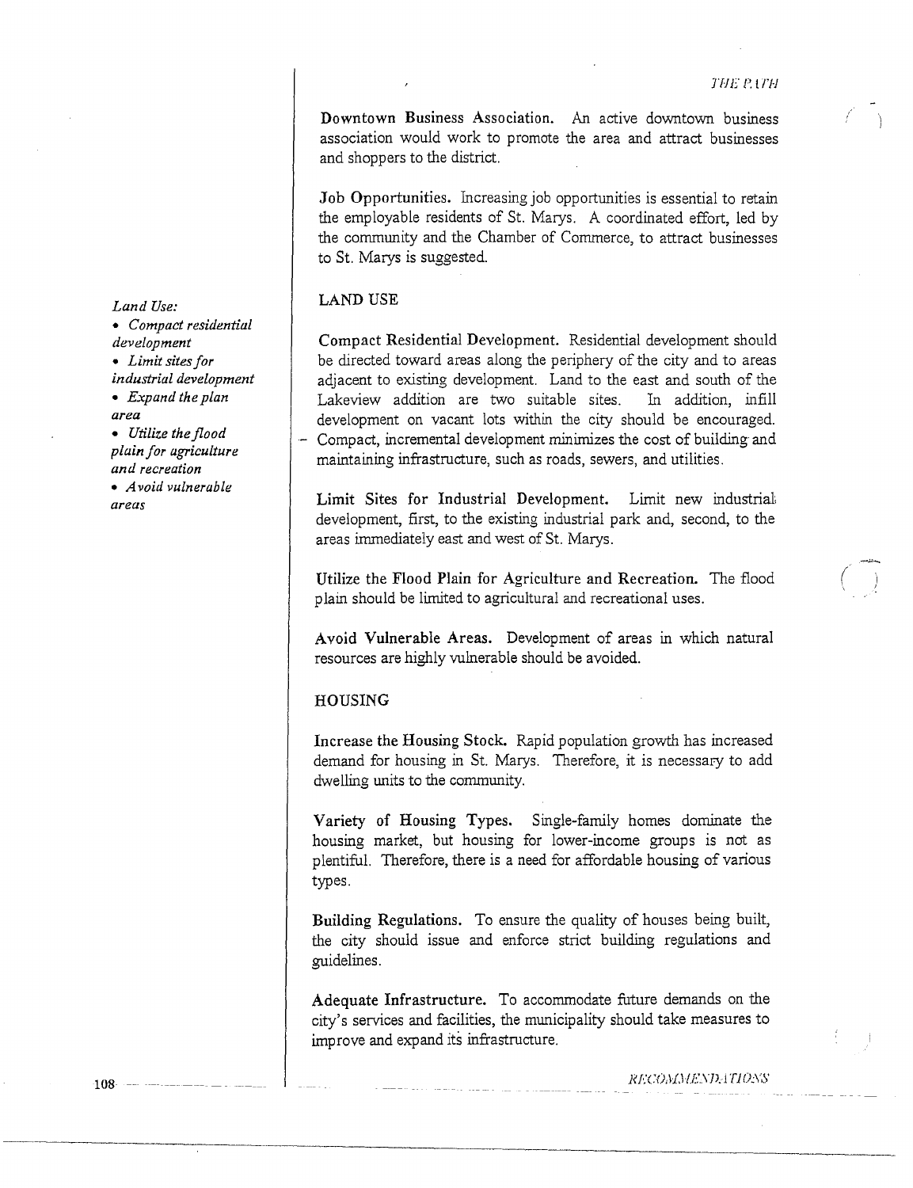**Downtown Business Association.** An active downtown business association would work to promote the area and attract businesses and shoppers to the district.

**Job Opportunities.** Increasing job opportunities is essential to retain the employable residents of St. Marys. A coordinated effort, led by the community and the Chamber of Commerce, to attract businesses to St. Marys is suggested.

*Land Use:*

- *Compact residential development*
- *Limit sites for industrial development*
- *Expand the plan area*
- *Utilize the flood plain for agriculture and recreation*
- *Avoid vulnerable areas*

## LAND USE

**Compact Residential Development.** Residential development should be directed toward areas along the periphery of the city and to areas adjacent to existing development. Land to the east and south of the Lakeview addition are two suitable sites. In addition, infill development on vacant lots within the city should be encouraged. Compact, incremental development minimizes the cost of building and maintaining infrastructure, such as roads, sewers, and utilities.

**Limit Sites for Industrial Development.** Limit new industrial development, first, to the existing industrial park and, second, to the areas immediately east and west of St. Marys.

**Utilize the Flood Plain for Agriculture and Recreation.** The flood plain should be limited to agricultural and recreational uses.

**Avoid Vulnerable Areas.** Development of areas in which natural resources are highly vulnerable should be avoided.

## HOUSING

**Increase the Housing Stock.** Rapid population growth has increased demand for housing in St. Marys. Therefore, it is necessary to add dwelling units to the community.

**Variety of Housing Types.** Single-family homes dominate the housing market, but housing for lower-income groups is not as plentiful. Therefore, there is a need for affordable housing of various types.

**Building Regulations.** To ensure the quality of houses being built, the city should issue and enforce strict building regulations and guidelines.

**Adequate Infrastructure.** To accommodate future demands on the city's services and facilities, the municipality should take measures to improve and expand its infrastructure.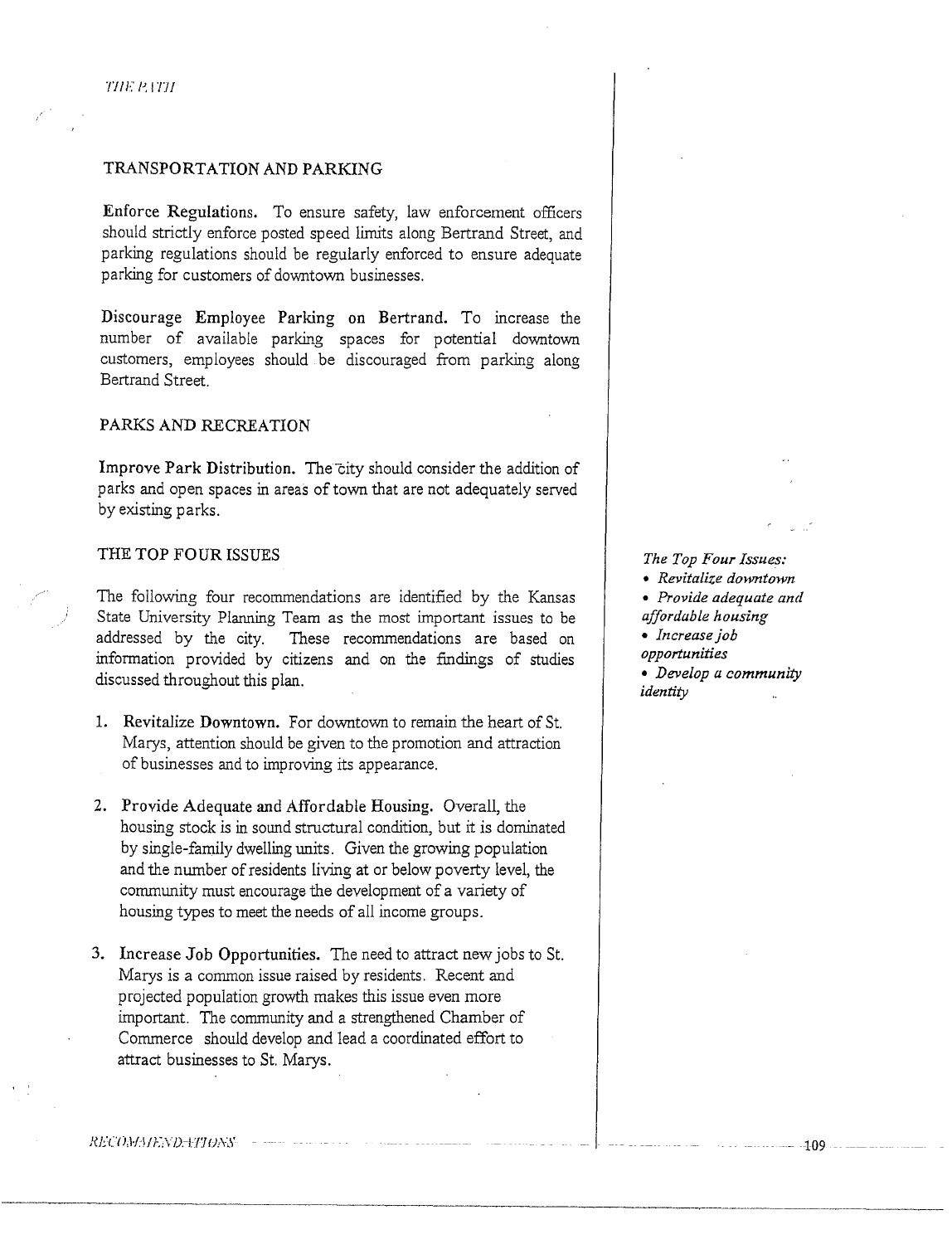## TRANSPORTATION AND PARKING

**Enforce Regulations.** To ensure safety, law enforcement officers should strictly enforce posted speed limits along Bertrand Street, and parking regulations should be regularly enforced to ensure adequate parking for customers of downtown businesses.

**Discourage Employee Parking on Bertrand.** To increase the number of available parking spaces for potential downtown customers, employees should be discouraged from parking along Bertrand Street.

## PARKS AND RECREATION

**Improve Park Distribution.** The city should consider the addition of parks and open spaces in areas of town that are not adequately served by existing parks.

## THE TOP FOUR ISSUES

*The Top Four Issues:*
- *Revitalize downtown*
- *Provide adequate and affordable housing*
- *Increase job opportunities*
- *Develop a community identity*

The following four recommendations are identified by the Kansas State University Planning Team as the most important issues to be addressed by the city. These recommendations are based on information provided by citizens and on the findings of studies discussed throughout this plan.

1. **Revitalize Downtown.** For downtown to remain the heart of St. Marys, attention should be given to the promotion and attraction of businesses and to improving its appearance.

2. **Provide Adequate and Affordable Housing.** Overall, the housing stock is in sound structural condition, but it is dominated by single-family dwelling units. Given the growing population and the number of residents living at or below poverty level, the community must encourage the development of a variety of housing types to meet the needs of all income groups.

3. **Increase Job Opportunities.** The need to attract new jobs to St. Marys is a common issue raised by residents. Recent and projected population growth makes this issue even more important. The community and a strengthened Chamber of Commerce should develop and lead a coordinated effort to attract businesses to St. Marys.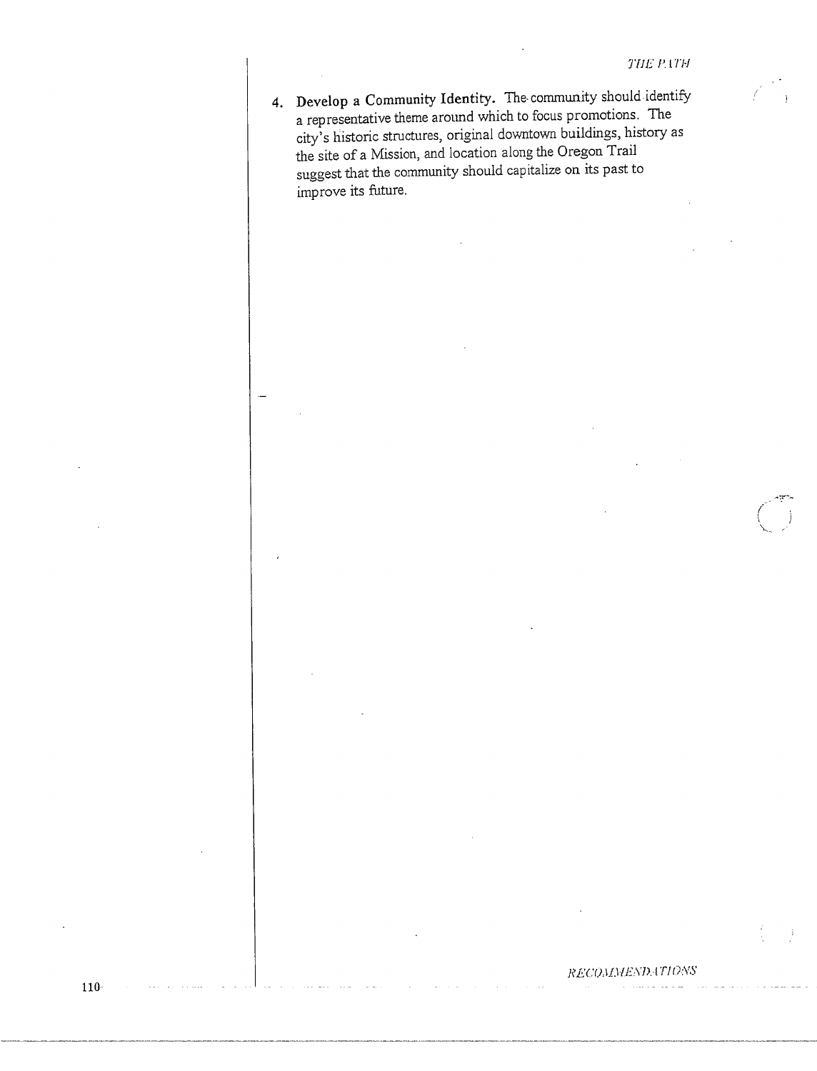4. **Develop a Community Identity.** The community should identify a representative theme around which to focus promotions. The city's historic structures, original downtown buildings, history as the site of a Mission, and location along the Oregon Trail suggest that the community should capitalize on its past to improve its future.